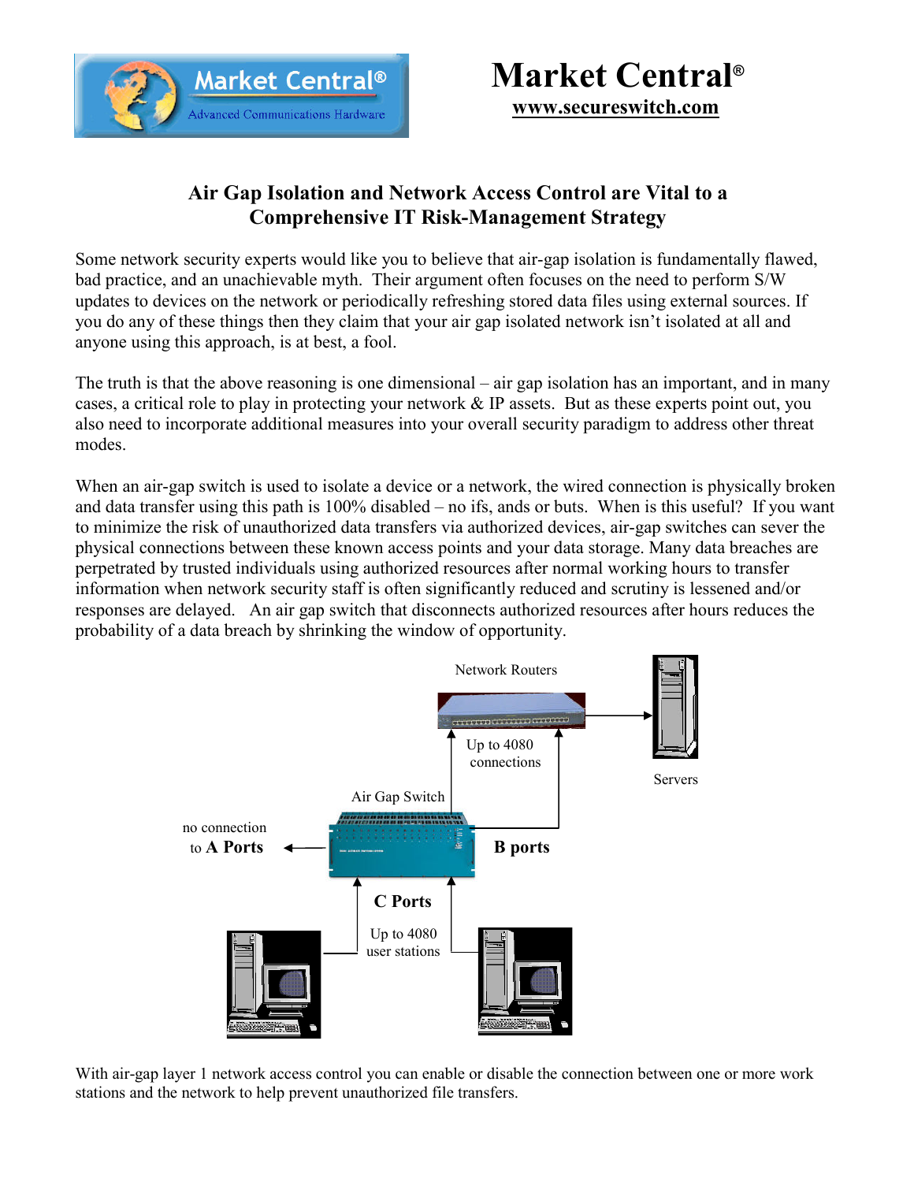Market Central®

Advanced Communications Hardware

# Market Central®

**www.secureswitch.com**

## Air Gap Isolation and Network Access Control are Vital to a Comprehensive IT Risk-Management Strategy

Some network security experts would like you to believe that air-gap isolation is fundamentally flawed, bad practice, and an unachievable myth. Their argument often focuses on the need to perform S/W updates to devices on the network or periodically refreshing stored data files using external sources. If you do any of these things then they claim that your air gap isolated network isn't isolated at all and anyone using this approach, is at best, a fool.

The truth is that the above reasoning is one dimensional – air gap isolation has an important, and in many cases, a critical role to play in protecting your network & IP assets. But as these experts point out, you also need to incorporate additional measures into your overall security paradigm to address other threat modes.

When an air-gap switch is used to isolate a device or a network, the wired connection is physically broken and data transfer using this path is 100% disabled – no ifs, ands or buts. When is this useful? If you want to minimize the risk of unauthorized data transfers via authorized devices, air-gap switches can sever the physical connections between these known access points and your data storage. Many data breaches are perpetrated by trusted individuals using authorized resources after normal working hours to transfer information when network security staff is often significantly reduced and scrutiny is lessened and/or responses are delayed. An air gap switch that disconnects authorized resources after hours reduces the probability of a data breach by shrinking the window of opportunity.

Network Routers

Servers

Up to 4080 connections

Air Gap Switch

no connection to **A Ports**

**B ports**

**C Ports**

Up to 4080 user stations

With air-gap layer 1 network access control you can enable or disable the connection between one or more work stations and the network to help prevent unauthorized file transfers.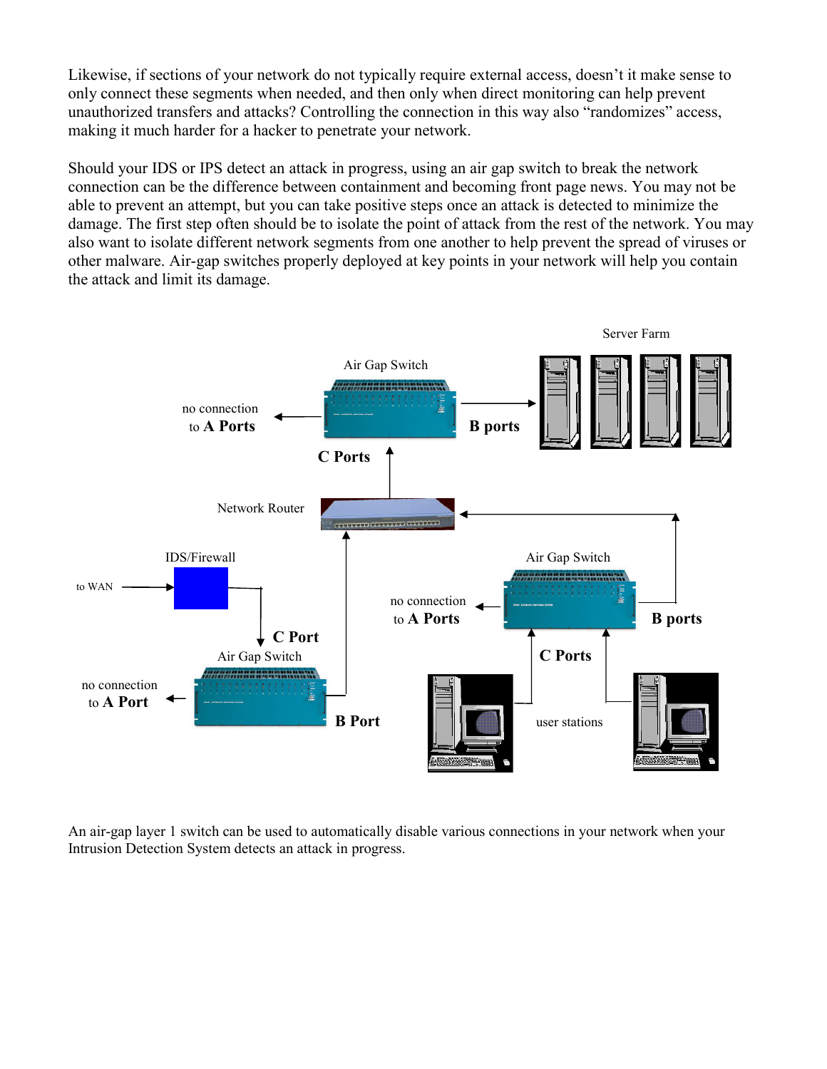Likewise, if sections of your network do not typically require external access, doesn't it make sense to only connect these segments when needed, and then only when direct monitoring can help prevent unauthorized transfers and attacks? Controlling the connection in this way also "randomizes" access, making it much harder for a hacker to penetrate your network.

Should your IDS or IPS detect an attack in progress, using an air gap switch to break the network connection can be the difference between containment and becoming front page news. You may not be able to prevent an attempt, but you can take positive steps once an attack is detected to minimize the damage. The first step often should be to isolate the point of attack from the rest of the network. You may also want to isolate different network segments from one another to help prevent the spread of viruses or other malware. Air-gap switches properly deployed at key points in your network will help you contain the attack and limit its damage.

An air-gap layer 1 switch can be used to automatically disable various connections in your network when your Intrusion Detection System detects an attack in progress.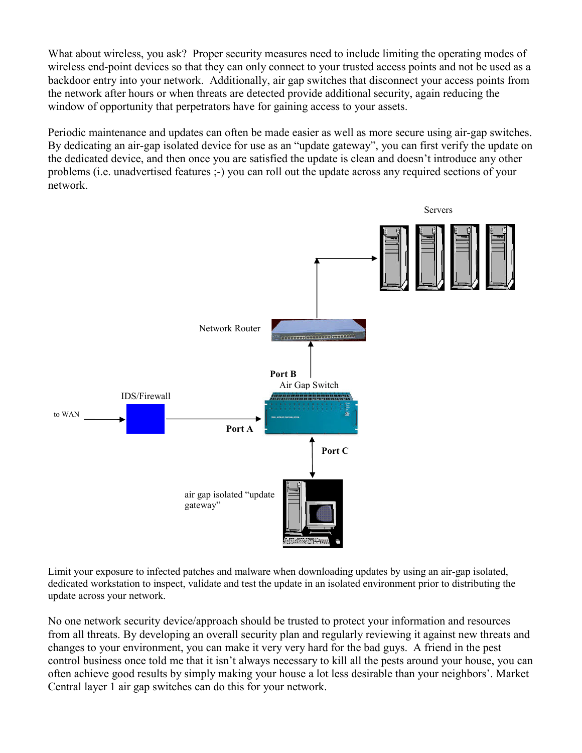What about wireless, you ask? Proper security measures need to include limiting the operating modes of wireless end-point devices so that they can only connect to your trusted access points and not be used as a backdoor entry into your network. Additionally, air gap switches that disconnect your access points from the network after hours or when threats are detected provide additional security, again reducing the window of opportunity that perpetrators have for gaining access to your assets.

Periodic maintenance and updates can often be made easier as well as more secure using air-gap switches. By dedicating an air-gap isolated device for use as an "update gateway", you can first verify the update on the dedicated device, and then once you are satisfied the update is clean and doesn't introduce any other problems (i.e. unadvertised features ;-) you can roll out the update across any required sections of your network.

Servers

Network Router

**Port B**

Air Gap Switch

IDS/Firewall

to WAN

**Port A**

**Port C**

air gap isolated "update gateway"

Limit your exposure to infected patches and malware when downloading updates by using an air-gap isolated, dedicated workstation to inspect, validate and test the update in an isolated environment prior to distributing the update across your network.

No one network security device/approach should be trusted to protect your information and resources from all threats. By developing an overall security plan and regularly reviewing it against new threats and changes to your environment, you can make it very very hard for the bad guys. A friend in the pest control business once told me that it isn't always necessary to kill all the pests around your house, you can often achieve good results by simply making your house a lot less desirable than your neighbors'. Market Central layer 1 air gap switches can do this for your network.